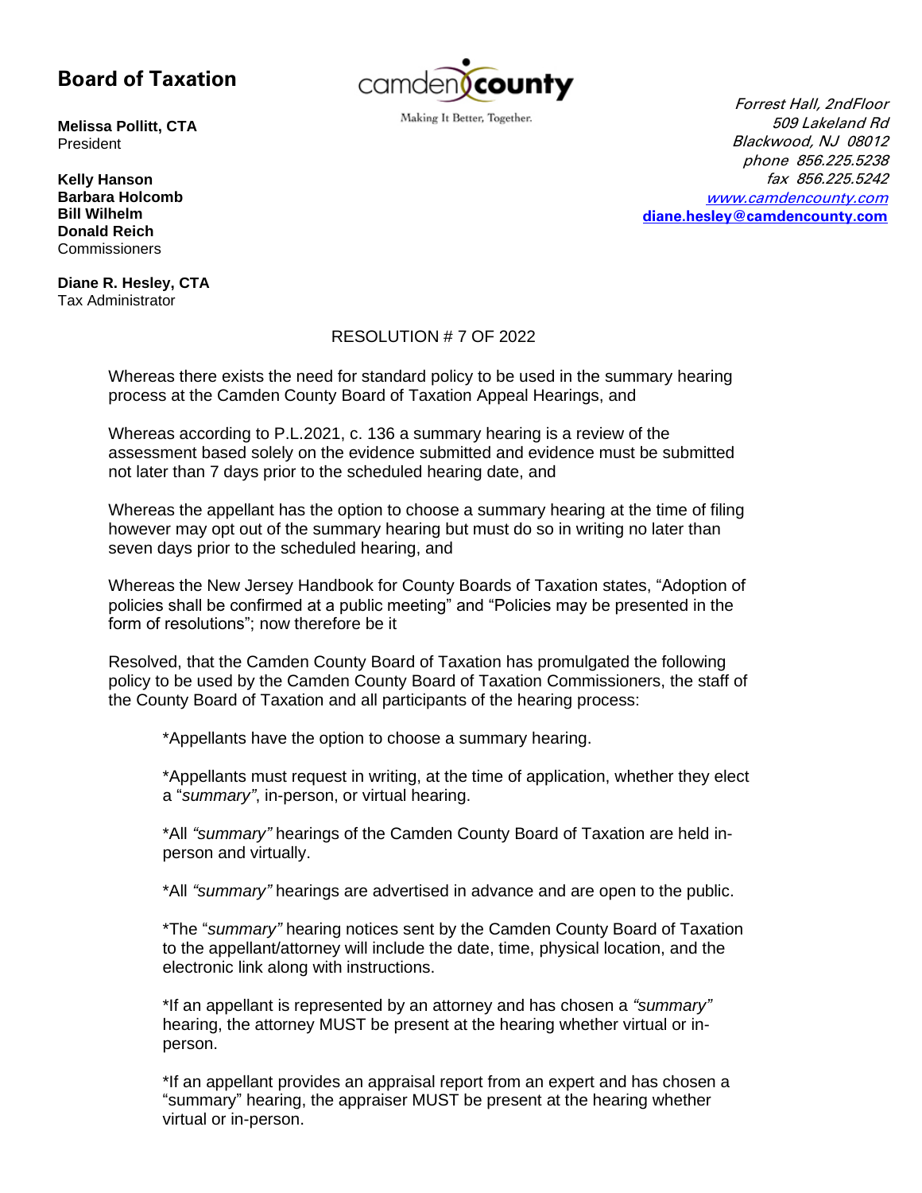## Board of Taxation

**Melissa Pollitt, CTA**
President

**Kelly Hanson**
**Barbara Holcomb**
**Bill Wilhelm**
**Donald Reich**
Commissioners

**Diane R. Hesley, CTA**
Tax Administrator

camden county
Making It Better, Together.

*Forrest Hall, 2ndFloor*
*509 Lakeland Rd*
*Blackwood, NJ 08012*
*phone 856.225.5238*
*fax 856.225.5242*
*www.camdencounty.com*
**diane.hesley@camdencounty.com**

RESOLUTION # 7 OF 2022

Whereas there exists the need for standard policy to be used in the summary hearing process at the Camden County Board of Taxation Appeal Hearings, and

Whereas according to P.L.2021, c. 136 a summary hearing is a review of the assessment based solely on the evidence submitted and evidence must be submitted not later than 7 days prior to the scheduled hearing date, and

Whereas the appellant has the option to choose a summary hearing at the time of filing however may opt out of the summary hearing but must do so in writing no later than seven days prior to the scheduled hearing, and

Whereas the New Jersey Handbook for County Boards of Taxation states, "Adoption of policies shall be confirmed at a public meeting" and "Policies may be presented in the form of resolutions"; now therefore be it

Resolved, that the Camden County Board of Taxation has promulgated the following policy to be used by the Camden County Board of Taxation Commissioners, the staff of the County Board of Taxation and all participants of the hearing process:

*Appellants have the option to choose a summary hearing.

*Appellants must request in writing, at the time of application, whether they elect a "*summary"*, in-person, or virtual hearing.

*All *"summary"* hearings of the Camden County Board of Taxation are held in-person and virtually.

*All *"summary"* hearings are advertised in advance and are open to the public.

*The "*summary"* hearing notices sent by the Camden County Board of Taxation to the appellant/attorney will include the date, time, physical location, and the electronic link along with instructions.

*If an appellant is represented by an attorney and has chosen a *"summary"* hearing, the attorney MUST be present at the hearing whether virtual or in-person.

*If an appellant provides an appraisal report from an expert and has chosen a "summary" hearing, the appraiser MUST be present at the hearing whether virtual or in-person.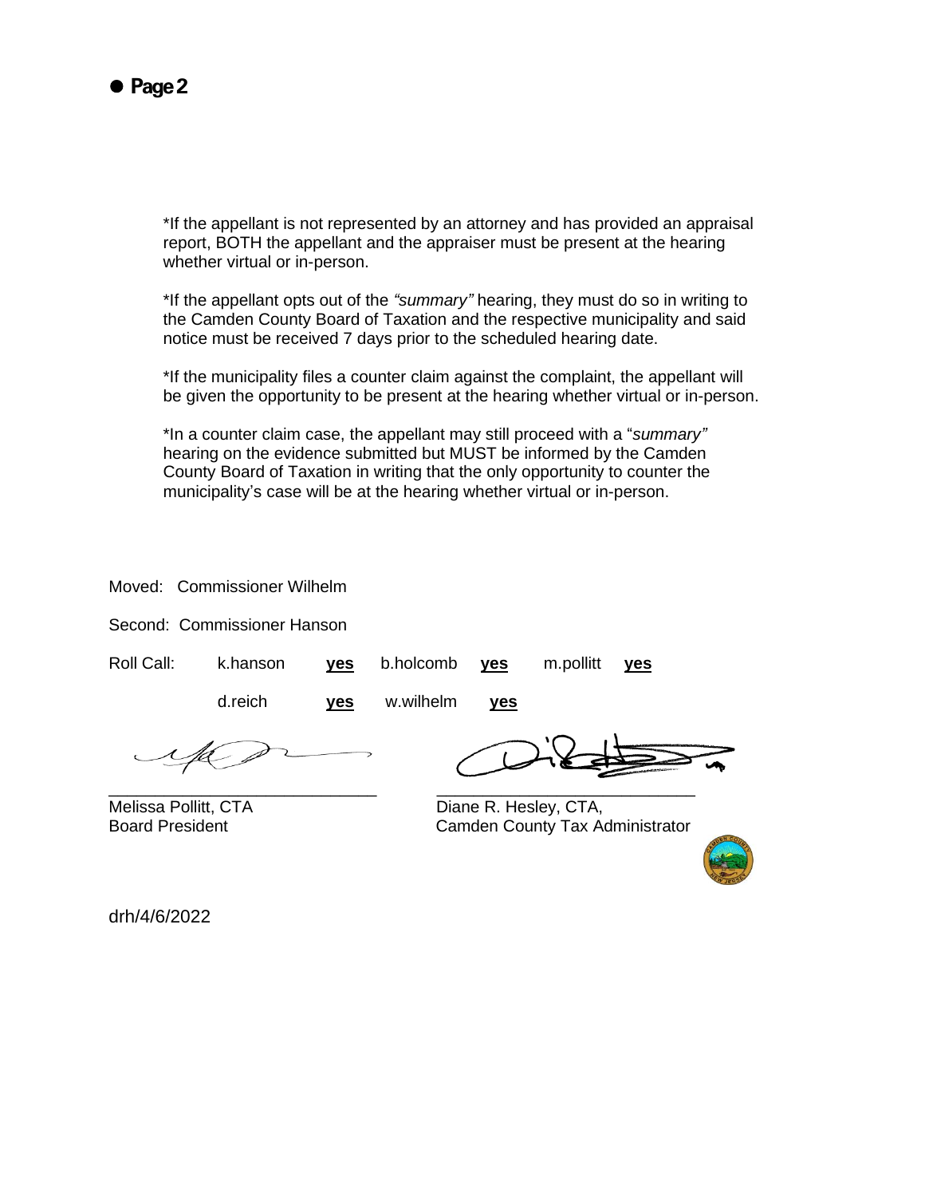● **Page 2**

*If the appellant is not represented by an attorney and has provided an appraisal report, BOTH the appellant and the appraiser must be present at the hearing whether virtual or in-person.

*If the appellant opts out of the *"summary"* hearing, they must do so in writing to the Camden County Board of Taxation and the respective municipality and said notice must be received 7 days prior to the scheduled hearing date.

*If the municipality files a counter claim against the complaint, the appellant will be given the opportunity to be present at the hearing whether virtual or in-person.

*In a counter claim case, the appellant may still proceed with a "*summary"* hearing on the evidence submitted but MUST be informed by the Camden County Board of Taxation in writing that the only opportunity to counter the municipality's case will be at the hearing whether virtual or in-person.

Moved: Commissioner Wilhelm

Second: Commissioner Hanson

Roll Call: k.hanson **yes** b.holcomb **yes** m.pollitt **yes**

d.reich **yes** w.wilhelm **yes**

Melissa Pollitt, CTA
Board President

Diane R. Hesley, CTA,
Camden County Tax Administrator

drh/4/6/2022